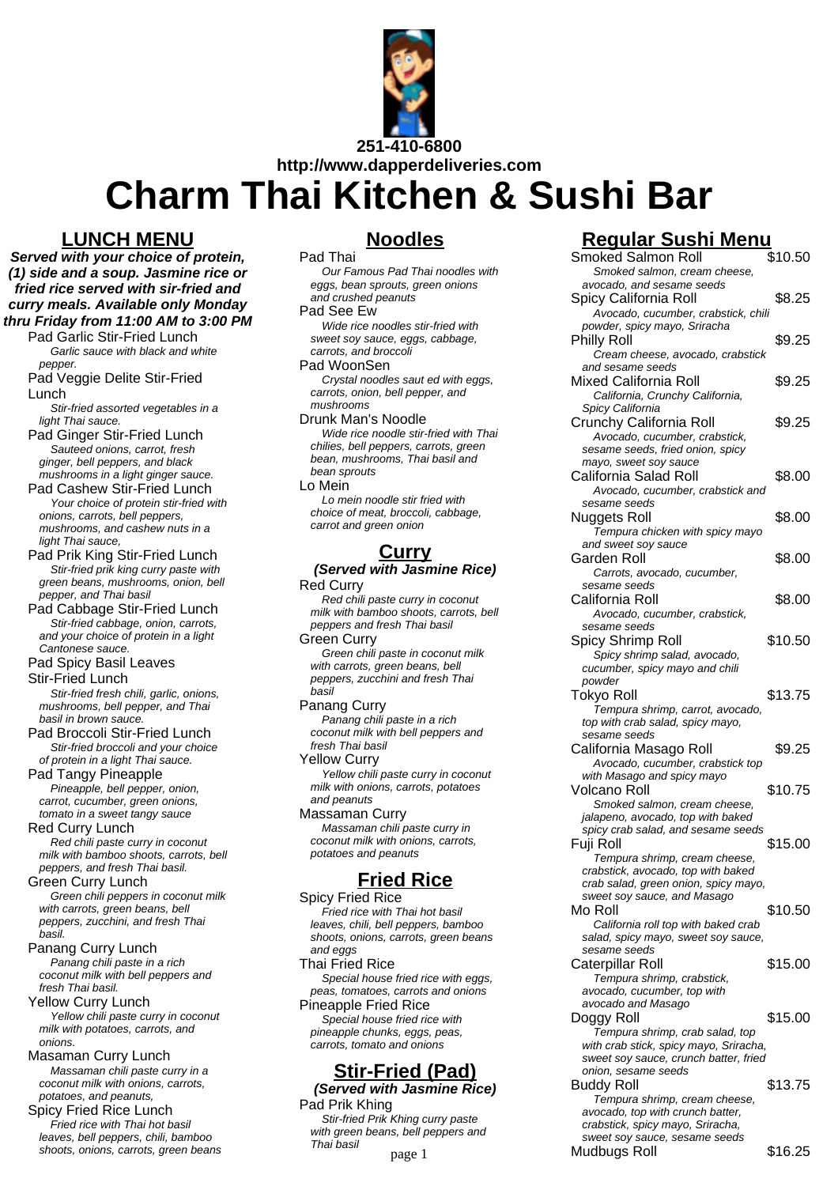251-410-6800

http://www.dapperdeliveries.com

# Charm Thai Kitchen & Sushi Bar

## LUNCH MENU

**Served with your choice of protein, (1) side and a soup. Jasmine rice or fried rice served with sir-fried and curry meals. Available only Monday thru Friday from 11:00 AM to 3:00 PM**

Pad Garlic Stir-Fried Lunch
*Garlic sauce with black and white pepper.*

Pad Veggie Delite Stir-Fried Lunch
*Stir-fried assorted vegetables in a light Thai sauce.*

Pad Ginger Stir-Fried Lunch
*Sauteed onions, carrot, fresh ginger, bell peppers, and black mushrooms in a light ginger sauce.*

Pad Cashew Stir-Fried Lunch
*Your choice of protein stir-fried with onions, carrots, bell peppers, mushrooms, and cashew nuts in a light Thai sauce,*

Pad Prik King Stir-Fried Lunch
*Stir-fried prik king curry paste with green beans, mushrooms, onion, bell pepper, and Thai basil*

Pad Cabbage Stir-Fried Lunch
*Stir-fried cabbage, onion, carrots, and your choice of protein in a light Cantonese sauce.*

Pad Spicy Basil Leaves Stir-Fried Lunch
*Stir-fried fresh chili, garlic, onions, mushrooms, bell pepper, and Thai basil in brown sauce.*

Pad Broccoli Stir-Fried Lunch
*Stir-fried broccoli and your choice of protein in a light Thai sauce.*

Pad Tangy Pineapple
*Pineapple, bell pepper, onion, carrot, cucumber, green onions, tomato in a sweet tangy sauce*

Red Curry Lunch
*Red chili paste curry in coconut milk with bamboo shoots, carrots, bell peppers, and fresh Thai basil.*

Green Curry Lunch
*Green chili peppers in coconut milk with carrots, green beans, bell peppers, zucchini, and fresh Thai basil.*

Panang Curry Lunch
*Panang chili paste in a rich coconut milk with bell peppers and fresh Thai basil.*

Yellow Curry Lunch
*Yellow chili paste curry in coconut milk with potatoes, carrots, and onions.*

Masaman Curry Lunch
*Massaman chili paste curry in a coconut milk with onions, carrots, potatoes, and peanuts,*

Spicy Fried Rice Lunch
*Fried rice with Thai hot basil leaves, bell peppers, chili, bamboo shoots, onions, carrots, green beans*

## Noodles

Pad Thai
*Our Famous Pad Thai noodles with eggs, bean sprouts, green onions and crushed peanuts*

Pad See Ew
*Wide rice noodles stir-fried with sweet soy sauce, eggs, cabbage, carrots, and broccoli*

Pad WoonSen
*Crystal noodles saut ed with eggs, carrots, onion, bell pepper, and mushrooms*

Drunk Man's Noodle
*Wide rice noodle stir-fried with Thai chilies, bell peppers, carrots, green bean, mushrooms, Thai basil and bean sprouts*

Lo Mein
*Lo mein noodle stir fried with choice of meat, broccoli, cabbage, carrot and green onion*

## Curry

**(Served with Jasmine Rice)**

Red Curry
*Red chili paste curry in coconut milk with bamboo shoots, carrots, bell peppers and fresh Thai basil*

Green Curry
*Green chili paste in coconut milk with carrots, green beans, bell peppers, zucchini and fresh Thai basil*

Panang Curry
*Panang chili paste in a rich coconut milk with bell peppers and fresh Thai basil*

Yellow Curry
*Yellow chili paste curry in coconut milk with onions, carrots, potatoes and peanuts*

Massaman Curry
*Massaman chili paste curry in coconut milk with onions, carrots, potatoes and peanuts*

## Fried Rice

Spicy Fried Rice
*Fried rice with Thai hot basil leaves, chili, bell peppers, bamboo shoots, onions, carrots, green beans and eggs*

Thai Fried Rice
*Special house fried rice with eggs, peas, tomatoes, carrots and onions*

Pineapple Fried Rice
*Special house fried rice with pineapple chunks, eggs, peas, carrots, tomato and onions*

## Stir-Fried (Pad)

**(Served with Jasmine Rice)**

Pad Prik Khing
*Stir-fried Prik Khing curry paste with green beans, bell peppers and Thai basil*

## Regular Sushi Menu

Smoked Salmon Roll — $10.50
*Smoked salmon, cream cheese, avocado, and sesame seeds*

Spicy California Roll — $8.25
*Avocado, cucumber, crabstick, chili powder, spicy mayo, Sriracha*

Philly Roll — $9.25
*Cream cheese, avocado, crabstick and sesame seeds*

Mixed California Roll — $9.25
*California, Crunchy California, Spicy California*

Crunchy California Roll — $9.25
*Avocado, cucumber, crabstick, sesame seeds, fried onion, spicy mayo, sweet soy sauce*

California Salad Roll — $8.00
*Avocado, cucumber, crabstick and sesame seeds*

Nuggets Roll — $8.00
*Tempura chicken with spicy mayo and sweet soy sauce*

Garden Roll — $8.00
*Carrots, avocado, cucumber, sesame seeds*

California Roll — $8.00
*Avocado, cucumber, crabstick, sesame seeds*

Spicy Shrimp Roll — $10.50
*Spicy shrimp salad, avocado, cucumber, spicy mayo and chili powder*

Tokyo Roll — $13.75
*Tempura shrimp, carrot, avocado, top with crab salad, spicy mayo, sesame seeds*

California Masago Roll — $9.25
*Avocado, cucumber, crabstick top with Masago and spicy mayo*

Volcano Roll — $10.75
*Smoked salmon, cream cheese, jalapeno, avocado, top with baked spicy crab salad, and sesame seeds*

Fuji Roll — $15.00
*Tempura shrimp, cream cheese, crabstick, avocado, top with baked crab salad, green onion, spicy mayo, sweet soy sauce, and Masago*

Mo Roll — $10.50
*California roll top with baked crab salad, spicy mayo, sweet soy sauce, sesame seeds*

Caterpillar Roll — $15.00
*Tempura shrimp, crabstick, avocado, cucumber, top with avocado and Masago*

Doggy Roll — $15.00
*Tempura shrimp, crab salad, top with crab stick, spicy mayo, Sriracha, sweet soy sauce, crunch batter, fried onion, sesame seeds*

Buddy Roll — $13.75
*Tempura shrimp, cream cheese, avocado, top with crunch batter, crabstick, spicy mayo, Sriracha, sweet soy sauce, sesame seeds*

Mudbugs Roll — $16.25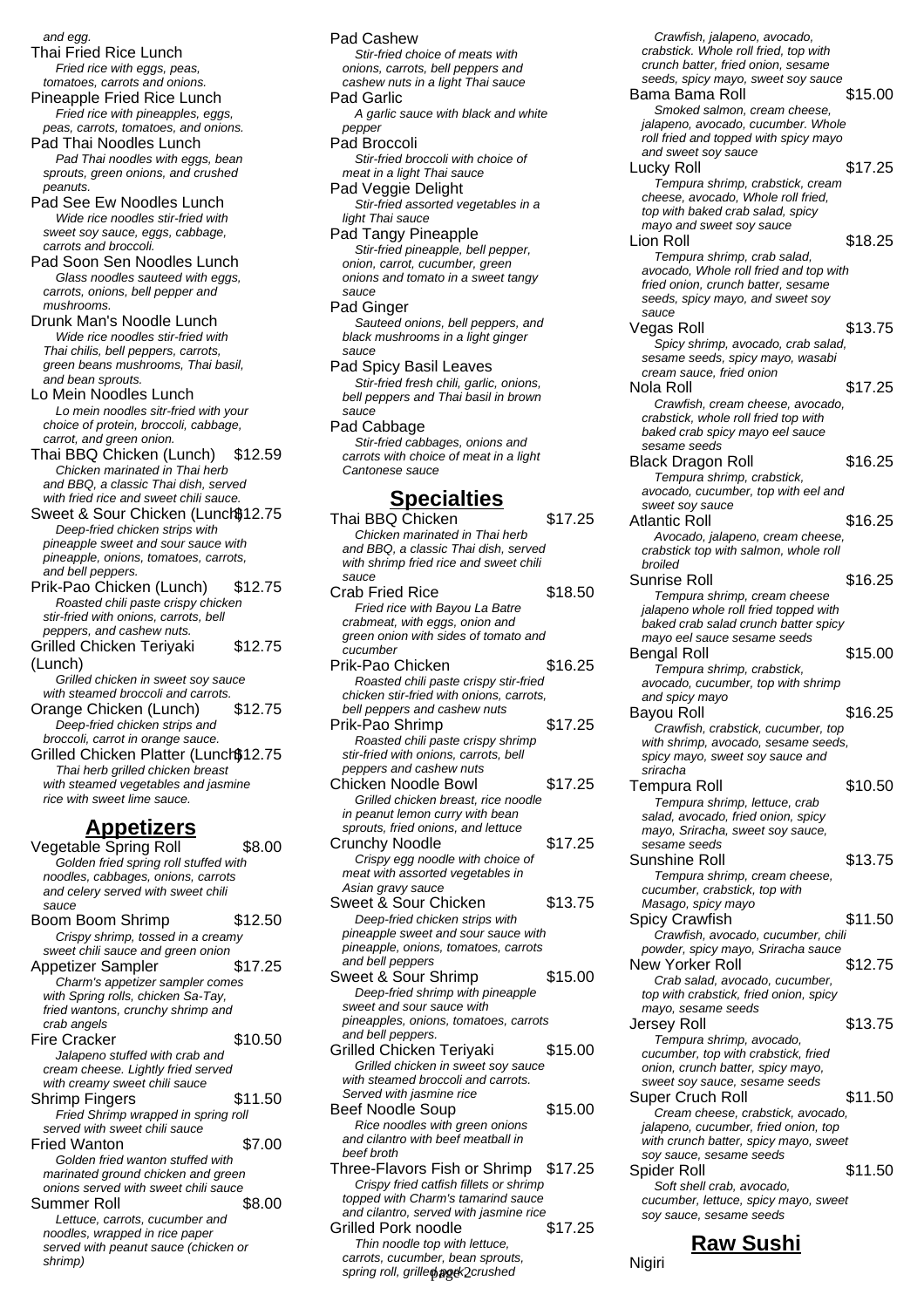and egg.

Thai Fried Rice Lunch
*Fried rice with eggs, peas, tomatoes, carrots and onions.*

Pineapple Fried Rice Lunch
*Fried rice with pineapples, eggs, peas, carrots, tomatoes, and onions.*

Pad Thai Noodles Lunch
*Pad Thai noodles with eggs, bean sprouts, green onions, and crushed peanuts.*

Pad See Ew Noodles Lunch
*Wide rice noodles stir-fried with sweet soy sauce, eggs, cabbage, carrots and broccoli.*

Pad Soon Sen Noodles Lunch
*Glass noodles sauteed with eggs, carrots, onions, bell pepper and mushrooms.*

Drunk Man's Noodle Lunch
*Wide rice noodles stir-fried with Thai chilis, bell peppers, carrots, green beans mushrooms, Thai basil, and bean sprouts.*

Lo Mein Noodles Lunch
*Lo mein noodles sitr-fried with your choice of protein, broccoli, cabbage, carrot, and green onion.*

Thai BBQ Chicken (Lunch) $12.59
*Chicken marinated in Thai herb and BBQ, a classic Thai dish, served with fried rice and sweet chili sauce.*

Sweet & Sour Chicken (Lunch) $12.75
*Deep-fried chicken strips with pineapple sweet and sour sauce with pineapple, onions, tomatoes, carrots, and bell peppers.*

Prik-Pao Chicken (Lunch) $12.75
*Roasted chili paste crispy chicken stir-fried with onions, carrots, bell peppers, and cashew nuts.*

Grilled Chicken Teriyaki (Lunch) $12.75
*Grilled chicken in sweet soy sauce with steamed broccoli and carrots.*

Orange Chicken (Lunch) $12.75
*Deep-fried chicken strips and broccoli, carrot in orange sauce.*

Grilled Chicken Platter (Lunch) $12.75
*Thai herb grilled chicken breast with steamed vegetables and jasmine rice with sweet lime sauce.*

## Appetizers

Vegetable Spring Roll $8.00
*Golden fried spring roll stuffed with noodles, cabbages, onions, carrots and celery served with sweet chili sauce*

Boom Boom Shrimp $12.50
*Crispy shrimp, tossed in a creamy sweet chili sauce and green onion*

Appetizer Sampler $17.25
*Charm's appetizer sampler comes with Spring rolls, chicken Sa-Tay, fried wantons, crunchy shrimp and crab angels*

Fire Cracker $10.50
*Jalapeno stuffed with crab and cream cheese. Lightly fried served with creamy sweet chili sauce*

Shrimp Fingers $11.50
*Fried Shrimp wrapped in spring roll served with sweet chili sauce*

Fried Wanton $7.00
*Golden fried wanton stuffed with marinated ground chicken and green onions served with sweet chili sauce*

Summer Roll $8.00
*Lettuce, carrots, cucumber and noodles, wrapped in rice paper served with peanut sauce (chicken or shrimp)*

Pad Cashew
*Stir-fried choice of meats with onions, carrots, bell peppers and cashew nuts in a light Thai sauce*

Pad Garlic
*A garlic sauce with black and white pepper*

Pad Broccoli
*Stir-fried broccoli with choice of meat in a light Thai sauce*

Pad Veggie Delight
*Stir-fried assorted vegetables in a light Thai sauce*

Pad Tangy Pineapple
*Stir-fried pineapple, bell pepper, onion, carrot, cucumber, green onions and tomato in a sweet tangy sauce*

Pad Ginger
*Sauteed onions, bell peppers, and black mushrooms in a light ginger sauce*

Pad Spicy Basil Leaves
*Stir-fried fresh chili, garlic, onions, bell peppers and Thai basil in brown sauce*

Pad Cabbage
*Stir-fried cabbages, onions and carrots with choice of meat in a light Cantonese sauce*

## Specialties

Thai BBQ Chicken $17.25
*Chicken marinated in Thai herb and BBQ, a classic Thai dish, served with shrimp fried rice and sweet chili sauce*

Crab Fried Rice $18.50
*Fried rice with Bayou La Batre crabmeat, with eggs, onion and green onion with sides of tomato and cucumber*

Prik-Pao Chicken $16.25
*Roasted chili paste crispy stir-fried chicken stir-fried with onions, carrots, bell peppers and cashew nuts*

Prik-Pao Shrimp $17.25
*Roasted chili paste crispy shrimp stir-fried with onions, carrots, bell peppers and cashew nuts*

Chicken Noodle Bowl $17.25
*Grilled chicken breast, rice noodle in peanut lemon curry with bean sprouts, fried onions, and lettuce*

Crunchy Noodle $17.25
*Crispy egg noodle with choice of meat with assorted vegetables in Asian gravy sauce*

Sweet & Sour Chicken $13.75
*Deep-fried chicken strips with pineapple sweet and sour sauce with pineapple, onions, tomatoes, carrots and bell peppers*

Sweet & Sour Shrimp $15.00
*Deep-fried shrimp with pineapple sweet and sour sauce with pineapples, onions, tomatoes, carrots and bell peppers.*

Grilled Chicken Teriyaki $15.00
*Grilled chicken in sweet soy sauce with steamed broccoli and carrots. Served with jasmine rice*

Beef Noodle Soup $15.00
*Rice noodles with green onions and cilantro with beef meatball in beef broth*

Three-Flavors Fish or Shrimp $17.25
*Crispy fried catfish fillets or shrimp topped with Charm's tamarind sauce and cilantro, served with jasmine rice*

Grilled Pork noodle $17.25
*Thin noodle top with lettuce, carrots, cucumber, bean sprouts, spring roll, grilled pork, crushed*

*Crawfish, jalapeno, avocado, crabstick. Whole roll fried, top with crunch batter, fried onion, sesame seeds, spicy mayo, sweet soy sauce*

Bama Bama Roll $15.00
*Smoked salmon, cream cheese, jalapeno, avocado, cucumber. Whole roll fried and topped with spicy mayo and sweet soy sauce*

Lucky Roll $17.25
*Tempura shrimp, crabstick, cream cheese, avocado, Whole roll fried, top with baked crab salad, spicy mayo and sweet soy sauce*

Lion Roll $18.25
*Tempura shrimp, crab salad, avocado, Whole roll fried and top with fried onion, crunch batter, sesame seeds, spicy mayo, and sweet soy sauce*

Vegas Roll $13.75
*Spicy shrimp, avocado, crab salad, sesame seeds, spicy mayo, wasabi cream sauce, fried onion*

Nola Roll $17.25
*Crawfish, cream cheese, avocado, crabstick, whole roll fried top with baked crab spicy mayo eel sauce sesame seeds*

Black Dragon Roll $16.25
*Tempura shrimp, crabstick, avocado, cucumber, top with eel and sweet soy sauce*

Atlantic Roll $16.25
*Avocado, jalapeno, cream cheese, crabstick top with salmon, whole roll broiled*

Sunrise Roll $16.25
*Tempura shrimp, cream cheese jalapeno whole roll fried topped with baked crab salad crunch batter spicy mayo eel sauce sesame seeds*

Bengal Roll $15.00
*Tempura shrimp, crabstick, avocado, cucumber, top with shrimp and spicy mayo*

Bayou Roll $16.25
*Crawfish, crabstick, cucumber, top with shrimp, avocado, sesame seeds, spicy mayo, sweet soy sauce and sriracha*

Tempura Roll $10.50
*Tempura shrimp, lettuce, crab salad, avocado, fried onion, spicy mayo, Sriracha, sweet soy sauce, sesame seeds*

Sunshine Roll $13.75
*Tempura shrimp, cream cheese, cucumber, crabstick, top with Masago, spicy mayo*

Spicy Crawfish $11.50
*Crawfish, avocado, cucumber, chili powder, spicy mayo, Sriracha sauce*

New Yorker Roll $12.75
*Crab salad, avocado, cucumber, top with crabstick, fried onion, spicy mayo, sesame seeds*

Jersey Roll $13.75
*Tempura shrimp, avocado, cucumber, top with crabstick, fried onion, crunch batter, spicy mayo, sweet soy sauce, sesame seeds*

Super Cruch Roll $11.50
*Cream cheese, crabstick, avocado, jalapeno, cucumber, fried onion, top with crunch batter, spicy mayo, sweet soy sauce, sesame seeds*

Spider Roll $11.50
*Soft shell crab, avocado, cucumber, lettuce, spicy mayo, sweet soy sauce, sesame seeds*

## Raw Sushi

Nigiri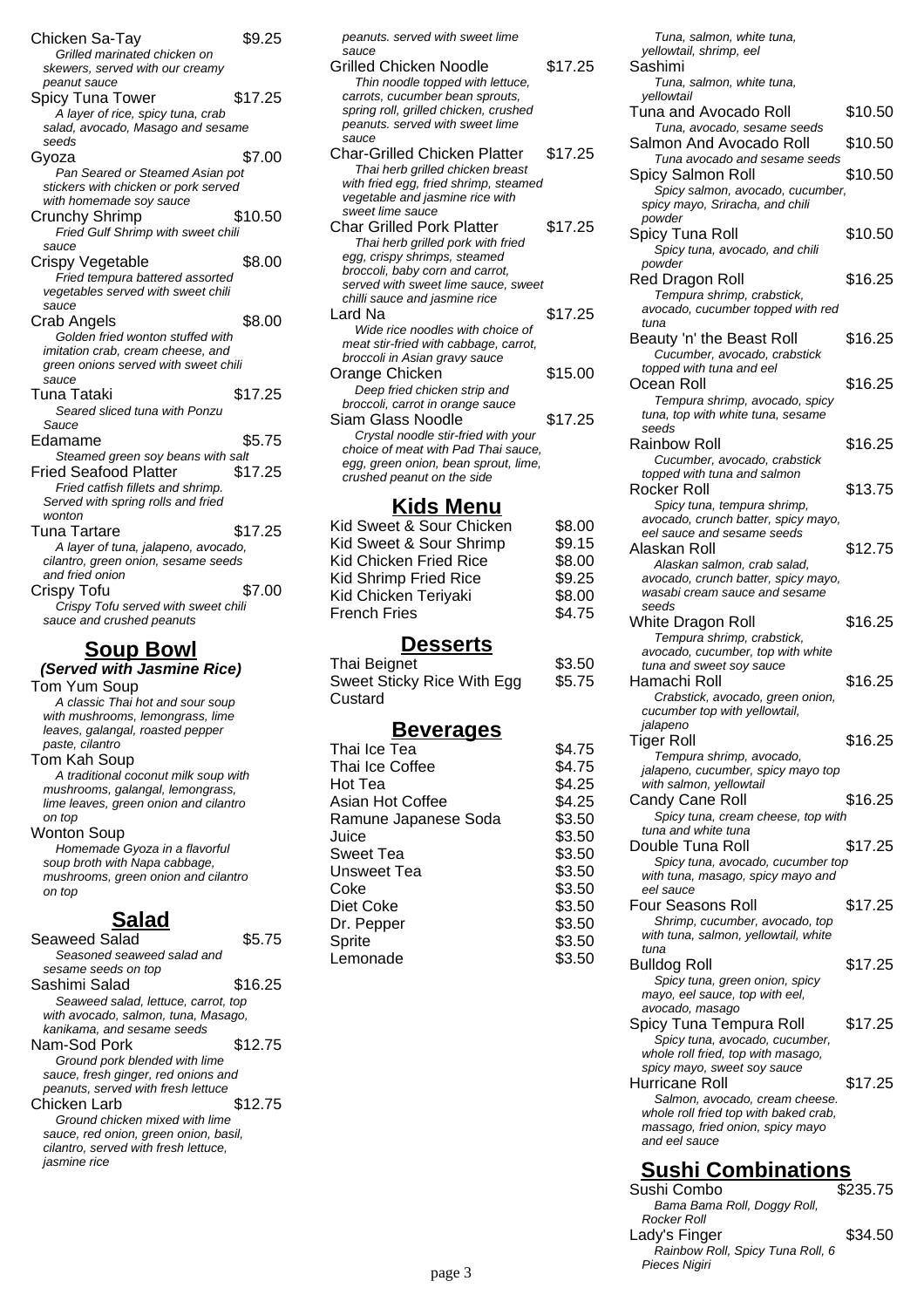Chicken Sa-Tay $9.25
*Grilled marinated chicken on skewers, served with our creamy peanut sauce*

Spicy Tuna Tower $17.25
*A layer of rice, spicy tuna, crab salad, avocado, Masago and sesame seeds*

Gyoza $7.00
*Pan Seared or Steamed Asian pot stickers with chicken or pork served with homemade soy sauce*

Crunchy Shrimp $10.50
*Fried Gulf Shrimp with sweet chili sauce*

Crispy Vegetable $8.00
*Fried tempura battered assorted vegetables served with sweet chili sauce*

Crab Angels $8.00
*Golden fried wonton stuffed with imitation crab, cream cheese, and green onions served with sweet chili sauce*

Tuna Tataki $17.25
*Seared sliced tuna with Ponzu Sauce*

Edamame $5.75
*Steamed green soy beans with salt*

Fried Seafood Platter $17.25
*Fried catfish fillets and shrimp. Served with spring rolls and fried wonton*

Tuna Tartare $17.25
*A layer of tuna, jalapeno, avocado, cilantro, green onion, sesame seeds and fried onion*

Crispy Tofu $7.00
*Crispy Tofu served with sweet chili sauce and crushed peanuts*

## Soup Bowl

***(Served with Jasmine Rice)***

Tom Yum Soup
*A classic Thai hot and sour soup with mushrooms, lemongrass, lime leaves, galangal, roasted pepper paste, cilantro*

Tom Kah Soup
*A traditional coconut milk soup with mushrooms, galangal, lemongrass, lime leaves, green onion and cilantro on top*

Wonton Soup
*Homemade Gyoza in a flavorful soup broth with Napa cabbage, mushrooms, green onion and cilantro on top*

## Salad

Seaweed Salad $5.75
*Seasoned seaweed salad and sesame seeds on top*

Sashimi Salad $16.25
*Seaweed salad, lettuce, carrot, top with avocado, salmon, tuna, Masago, kanikama, and sesame seeds*

Nam-Sod Pork $12.75
*Ground pork blended with lime sauce, fresh ginger, red onions and peanuts, served with fresh lettuce*

Chicken Larb $12.75
*Ground chicken mixed with lime sauce, red onion, green onion, basil, cilantro, served with fresh lettuce, jasmine rice*

*peanuts. served with sweet lime sauce*

Grilled Chicken Noodle $17.25
*Thin noodle topped with lettuce, carrots, cucumber bean sprouts, spring roll, grilled chicken, crushed peanuts. served with sweet lime sauce*

Char-Grilled Chicken Platter $17.25
*Thai herb grilled chicken breast with fried egg, fried shrimp, steamed vegetable and jasmine rice with sweet lime sauce*

Char Grilled Pork Platter $17.25
*Thai herb grilled pork with fried egg, crispy shrimps, steamed broccoli, baby corn and carrot, served with sweet lime sauce, sweet chilli sauce and jasmine rice*

Lard Na $17.25
*Wide rice noodles with choice of meat stir-fried with cabbage, carrot, broccoli in Asian gravy sauce*

Orange Chicken $15.00
*Deep fried chicken strip and broccoli, carrot in orange sauce*

Siam Glass Noodle $17.25
*Crystal noodle stir-fried with your choice of meat with Pad Thai sauce, egg, green onion, bean sprout, lime, crushed peanut on the side*

## Kids Menu

| Item | Price |
|---|---|
| Kid Sweet & Sour Chicken | $8.00 |
| Kid Sweet & Sour Shrimp | $9.15 |
| Kid Chicken Fried Rice | $8.00 |
| Kid Shrimp Fried Rice | $9.25 |
| Kid Chicken Teriyaki | $8.00 |
| French Fries | $4.75 |

## Desserts

| Item | Price |
|---|---|
| Thai Beignet | $3.50 |
| Sweet Sticky Rice With Egg Custard | $5.75 |

## Beverages

| Item | Price |
|---|---|
| Thai Ice Tea | $4.75 |
| Thai Ice Coffee | $4.75 |
| Hot Tea | $4.25 |
| Asian Hot Coffee | $4.25 |
| Ramune Japanese Soda | $3.50 |
| Juice | $3.50 |
| Sweet Tea | $3.50 |
| Unsweet Tea | $3.50 |
| Coke | $3.50 |
| Diet Coke | $3.50 |
| Dr. Pepper | $3.50 |
| Sprite | $3.50 |
| Lemonade | $3.50 |

*Tuna, salmon, white tuna, yellowtail, shrimp, eel*

Sashimi
*Tuna, salmon, white tuna, yellowtail*

Tuna and Avocado Roll $10.50
*Tuna, avocado, sesame seeds*

Salmon And Avocado Roll $10.50
*Tuna avocado and sesame seeds*

Spicy Salmon Roll $10.50
*Spicy salmon, avocado, cucumber, spicy mayo, Sriracha, and chili powder*

Spicy Tuna Roll $10.50
*Spicy tuna, avocado, and chili powder*

Red Dragon Roll $16.25
*Tempura shrimp, crabstick, avocado, cucumber topped with red tuna*

Beauty 'n' the Beast Roll $16.25
*Cucumber, avocado, crabstick topped with tuna and eel*

Ocean Roll $16.25
*Tempura shrimp, avocado, spicy tuna, top with white tuna, sesame seeds*

Rainbow Roll $16.25
*Cucumber, avocado, crabstick topped with tuna and salmon*

Rocker Roll $13.75
*Spicy tuna, tempura shrimp, avocado, crunch batter, spicy mayo, eel sauce and sesame seeds*

Alaskan Roll $12.75
*Alaskan salmon, crab salad, avocado, crunch batter, spicy mayo, wasabi cream sauce and sesame seeds*

White Dragon Roll $16.25
*Tempura shrimp, crabstick, avocado, cucumber, top with white tuna and sweet soy sauce*

Hamachi Roll $16.25
*Crabstick, avocado, green onion, cucumber top with yellowtail, jalapeno*

Tiger Roll $16.25
*Tempura shrimp, avocado, jalapeno, cucumber, spicy mayo top with salmon, yellowtail*

Candy Cane Roll $16.25
*Spicy tuna, cream cheese, top with tuna and white tuna*

Double Tuna Roll $17.25
*Spicy tuna, avocado, cucumber top with tuna, masago, spicy mayo and eel sauce*

Four Seasons Roll $17.25
*Shrimp, cucumber, avocado, top with tuna, salmon, yellowtail, white tuna*

Bulldog Roll $17.25
*Spicy tuna, green onion, spicy mayo, eel sauce, top with eel, avocado, masago*

Spicy Tuna Tempura Roll $17.25
*Spicy tuna, avocado, cucumber, whole roll fried, top with masago, spicy mayo, sweet soy sauce*

Hurricane Roll $17.25
*Salmon, avocado, cream cheese. whole roll fried top with baked crab, massago, fried onion, spicy mayo and eel sauce*

## Sushi Combinations

Sushi Combo $235.75
*Bama Bama Roll, Doggy Roll, Rocker Roll*

Lady's Finger $34.50
*Rainbow Roll, Spicy Tuna Roll, 6 Pieces Nigiri*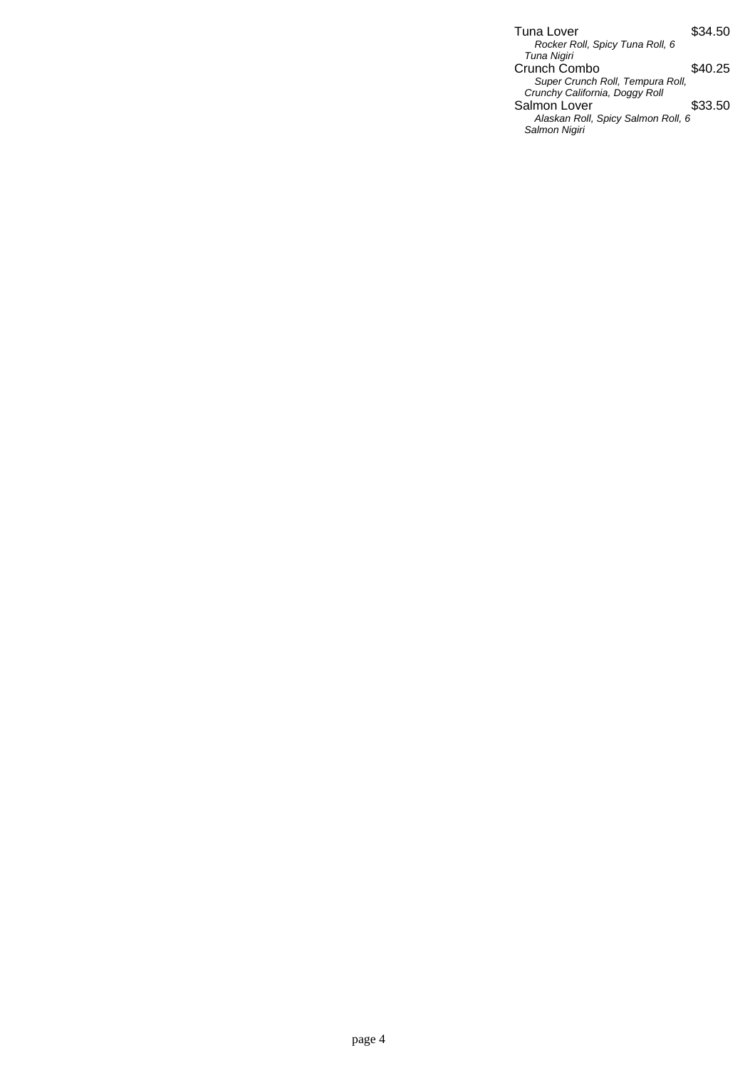Tuna Lover $34.50
*Rocker Roll, Spicy Tuna Roll, 6 Tuna Nigiri*

Crunch Combo $40.25
*Super Crunch Roll, Tempura Roll, Crunchy California, Doggy Roll*

Salmon Lover $33.50
*Alaskan Roll, Spicy Salmon Roll, 6 Salmon Nigiri*